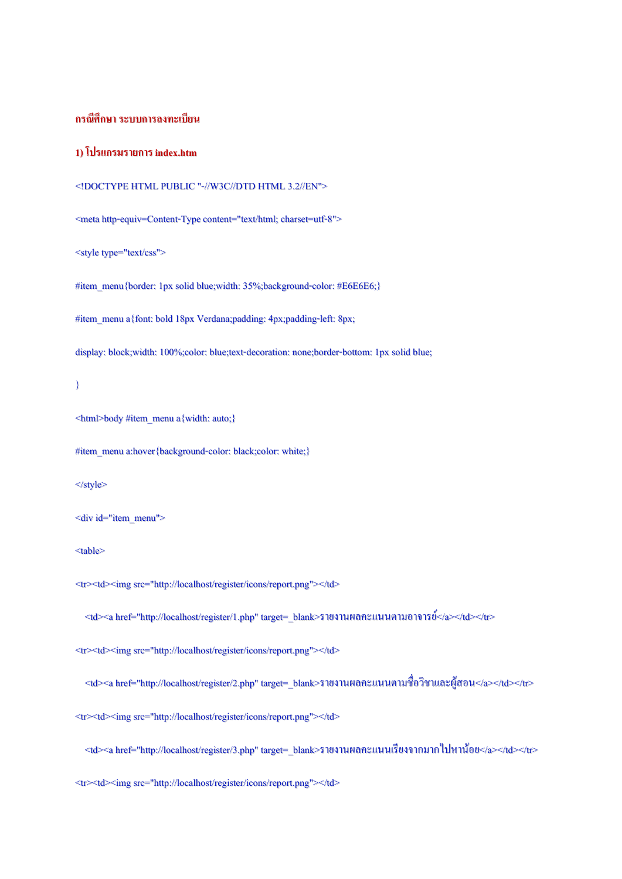**กรณีศึกษา ระบบการลงทะเบียน**

**1) โปรแกรมรายการ index.htm**

```
<!DOCTYPE HTML PUBLIC "-//W3C//DTD HTML 3.2//EN">

<meta http-equiv=Content-Type content="text/html; charset=utf-8">

<style type="text/css">

#item_menu{border: 1px solid blue;width: 35%;background-color: #E6E6E6;}

#item_menu a{font: bold 18px Verdana;padding: 4px;padding-left: 8px;

display: block;width: 100%;color: blue;text-decoration: none;border-bottom: 1px solid blue;

}

<html>body #item_menu a{width: auto;}

#item_menu a:hover{background-color: black;color: white;}

</style>

<div id="item_menu">

<table>

<tr><td><img src="http://localhost/register/icons/report.png"></td>

    <td><a href="http://localhost/register/1.php" target=_blank>รายงานผลคะแนนตามอาจารย์</a></td></tr>

<tr><td><img src="http://localhost/register/icons/report.png"></td>

    <td><a href="http://localhost/register/2.php" target=_blank>รายงานผลคะแนนตามชื่อวิชาและผู้สอน</a></td></tr>

<tr><td><img src="http://localhost/register/icons/report.png"></td>

    <td><a href="http://localhost/register/3.php" target=_blank>รายงานผลคะแนนเรียงจากมากไปหาน้อย</a></td></tr>

<tr><td><img src="http://localhost/register/icons/report.png"></td>
```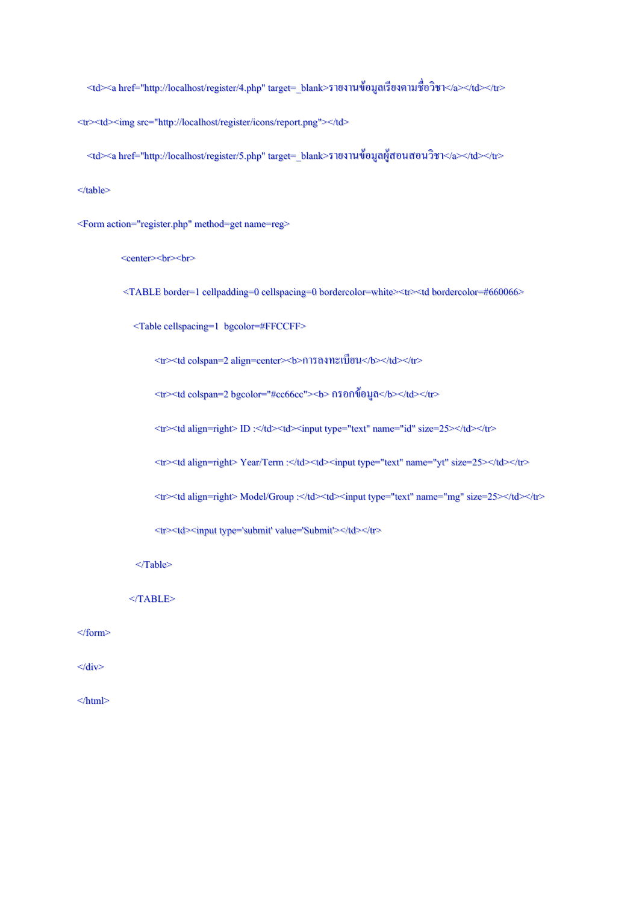```html
    <td><a href="http://localhost/register/4.php" target=_blank>รายงานข้อมูลเรียงตามชื่อวิชา</a></td></tr>

<tr><td><img src="http://localhost/register/icons/report.png"></td>

    <td><a href="http://localhost/register/5.php" target=_blank>รายงานข้อมูลผู้สอนสอนวิชา</a></td></tr>

</table>

<Form action="register.php" method=get name=reg>

            <center><br><br>

             <TABLE border=1 cellpadding=0 cellspacing=0 bordercolor=white><tr><td bordercolor=#660066>

                <Table cellspacing=1  bgcolor=#FFCCFF>

                    <tr><td colspan=2 align=center><b>การลงทะเบียน</b></td></tr>

                    <tr><td colspan=2 bgcolor="#cc66cc"><b> กรอกข้อมูล</b></td></tr>

                    <tr><td align=right> ID :</td><td><input type="text" name="id" size=25></td></tr>

                    <tr><td align=right> Year/Term :</td><td><input type="text" name="yt" size=25></td></tr>

                    <tr><td align=right> Model/Group :</td><td><input type="text" name="mg" size=25></td></tr>

                    <tr><td><input type='submit' value='Submit'></td></tr>

                </Table>

              </TABLE>

</form>

</div>

</html>
```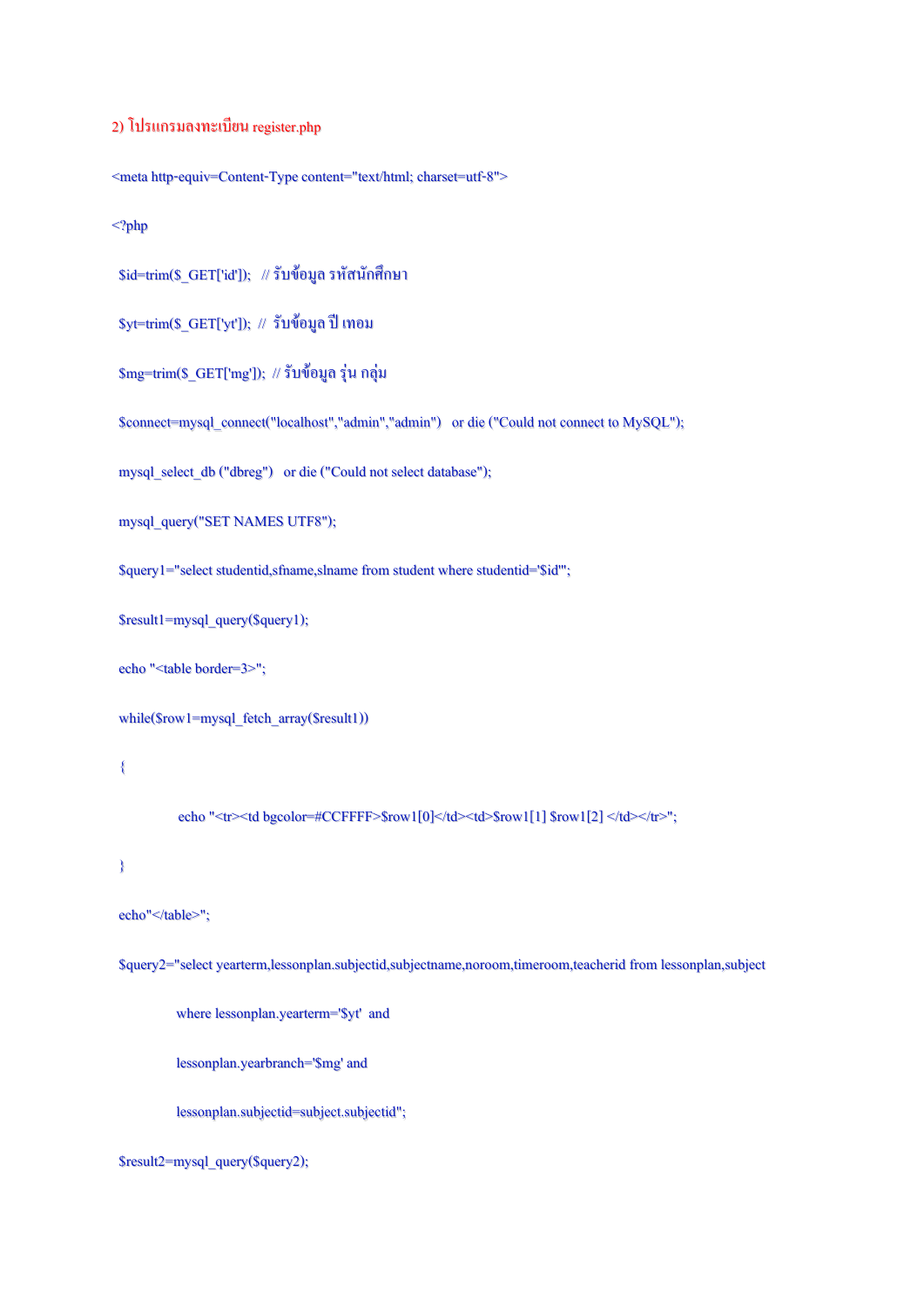2) โปรแกรมลงทะเบียน register.php

```php
<meta http-equiv=Content-Type content="text/html; charset=utf-8">

<?php

 $id=trim($_GET['id']);  // รับข้อมูล รหัสนักศึกษา

 $yt=trim($_GET['yt']); //  รับข้อมูล ปี เทอม

 $mg=trim($_GET['mg']); // รับข้อมูล รุ่น กลุ่ม

 $connect=mysql_connect("localhost","admin","admin")  or die ("Could not connect to MySQL");

 mysql_select_db ("dbreg")  or die ("Could not select database");

 mysql_query("SET NAMES UTF8");

 $query1="select studentid,sfname,slname from student where studentid='$id'";

 $result1=mysql_query($query1);

 echo "<table border=3>";

 while($row1=mysql_fetch_array($result1))

 {

         echo "<tr><td bgcolor=#CCFFFF>$row1[0]</td><td>$row1[1] $row1[2] </td></tr>";

 }

 echo"</table>";

 $query2="select yearterm,lessonplan.subjectid,subjectname,noroom,timeroom,teacherid from lessonplan,subject

         where lessonplan.yearterm='$yt'  and

         lessonplan.yearbranch='$mg' and

         lessonplan.subjectid=subject.subjectid";

 $result2=mysql_query($query2);
```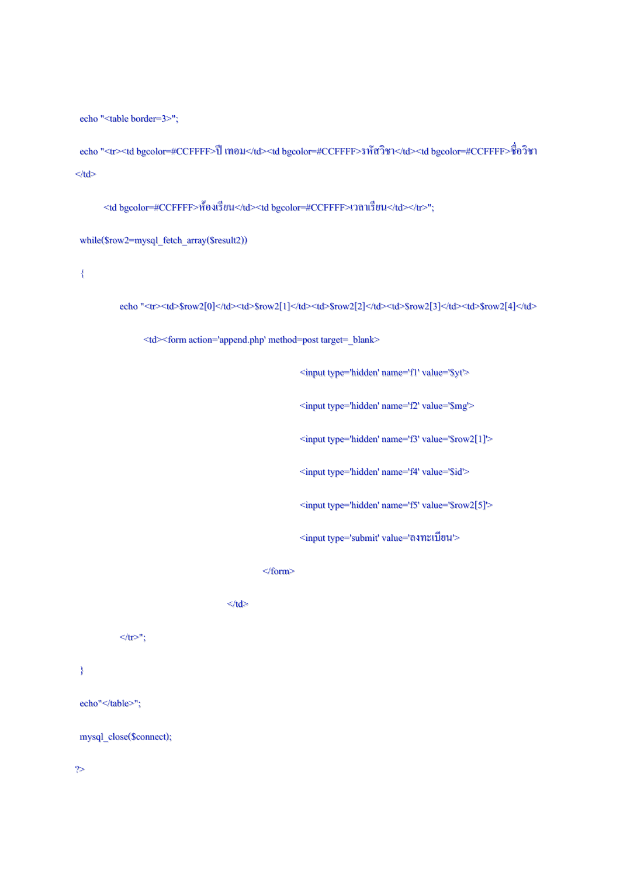```
echo "<table border=3>";

echo "<tr><td bgcolor=#CCFFFF>ปี เทอม</td><td bgcolor=#CCFFFF>รหัสวิชา</td><td bgcolor=#CCFFFF>ชื่อวิชา
</td>

        <td bgcolor=#CCFFFF>ห้องเรียน</td><td bgcolor=#CCFFFF>เวลาเรียน</td></tr>";

while($row2=mysql_fetch_array($result2))

{

        echo "<tr><td>$row2[0]</td><td>$row2[1]</td><td>$row2[2]</td><td>$row2[3]</td><td>$row2[4]</td>

                <td><form action='append.php' method=post target=_blank>

                                        <input type='hidden' name='f1' value='$yt'>

                                        <input type='hidden' name='f2' value='$mg'>

                                        <input type='hidden' name='f3' value='$row2[1]'>

                                        <input type='hidden' name='f4' value='$id'>

                                        <input type='hidden' name='f5' value='$row2[5]'>

                                        <input type='submit' value='ลงทะเบียน'>

                                </form>

                        </td>

        </tr>";

}

echo"</table>";

mysql_close($connect);

?>
```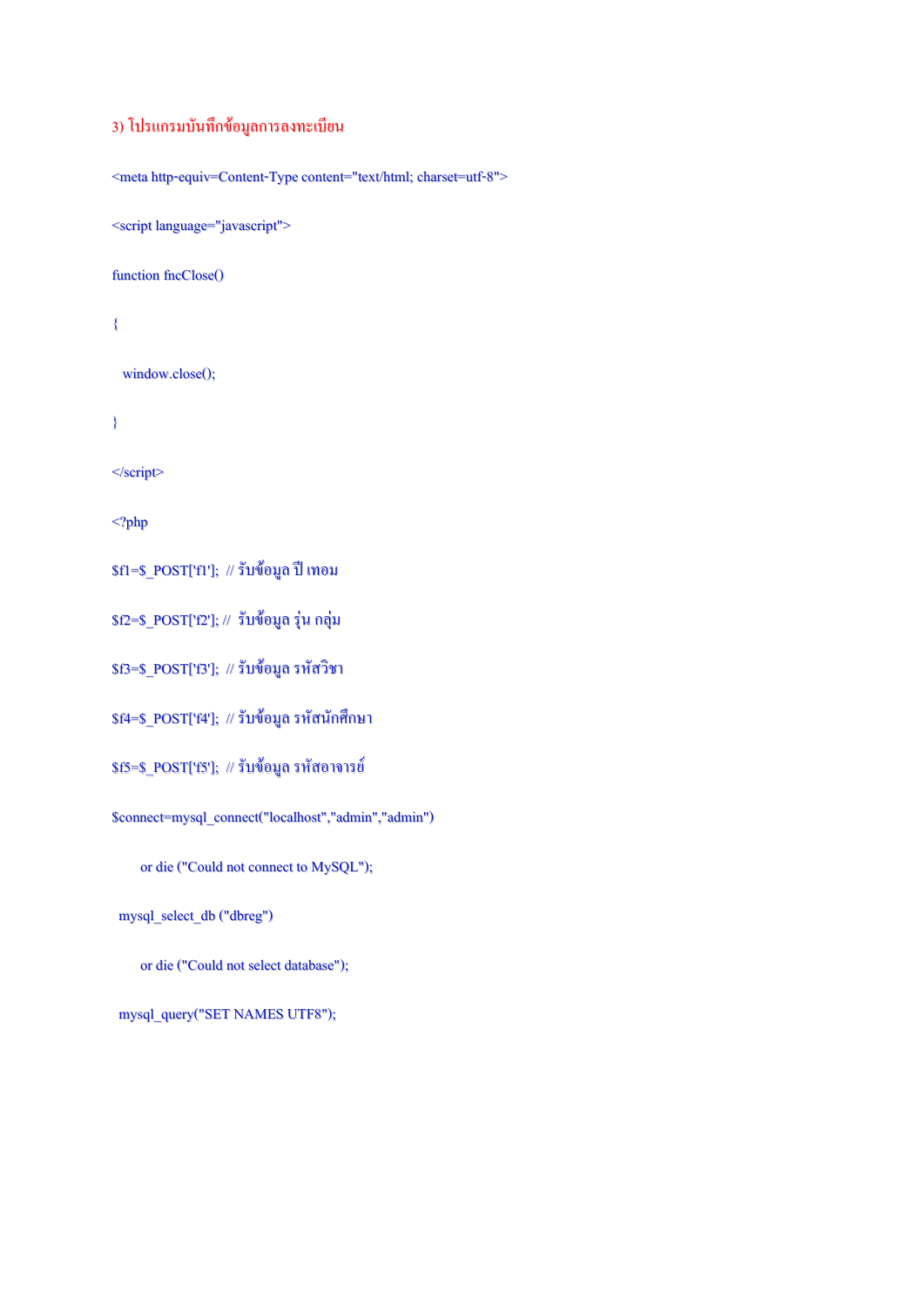3) โปรแกรมบันทึกข้อมูลการลงทะเบียน

```
<meta http-equiv=Content-Type content="text/html; charset=utf-8">

<script language="javascript">

function fncClose()

{

  window.close();

}

</script>

<?php

$f1=$_POST['f1'];  // รับข้อมูล ปี เทอม

$f2=$_POST['f2']; //  รับข้อมูล รุ่น กลุ่ม

$f3=$_POST['f3'];  // รับข้อมูล รหัสวิชา

$f4=$_POST['f4'];  // รับข้อมูล รหัสนักศึกษา

$f5=$_POST['f5'];  // รับข้อมูล รหัสอาจารย์

$connect=mysql_connect("localhost","admin","admin")

       or die ("Could not connect to MySQL");

 mysql_select_db ("dbreg")

       or die ("Could not select database");

 mysql_query("SET NAMES UTF8");
```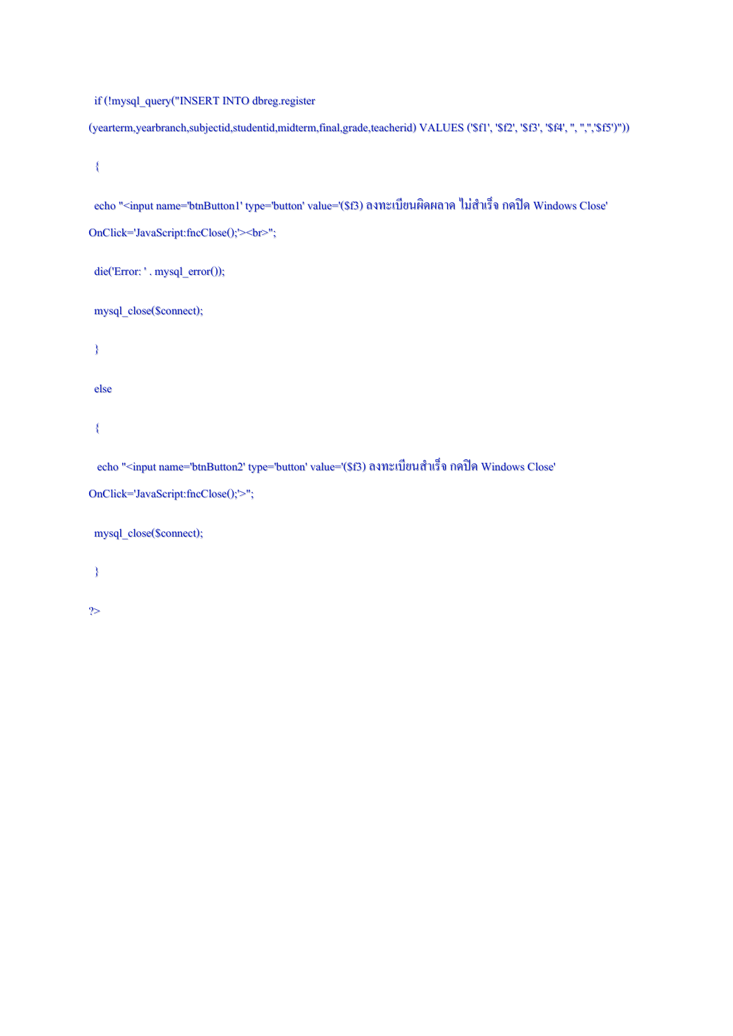```
 if (!mysql_query("INSERT INTO dbreg.register
(yearterm,yearbranch,subjectid,studentid,midterm,final,grade,teacherid) VALUES ('$f1', '$f2', '$f3', '$f4', '', '','','$f5')"))

  {

  echo "<input name='btnButton1' type='button' value='($f3) ลงทะเบียนผิดผลาด ไม่สำเร็จ กดปิด Windows Close'
OnClick='JavaScript:fncClose();'><br>";

  die('Error: ' . mysql_error());

  mysql_close($connect);

  }

  else

  {

   echo "<input name='btnButton2' type='button' value='($f3) ลงทะเบียนสำเร็จ กดปิด Windows Close'
OnClick='JavaScript:fncClose();'>";

  mysql_close($connect);

  }

?>
```